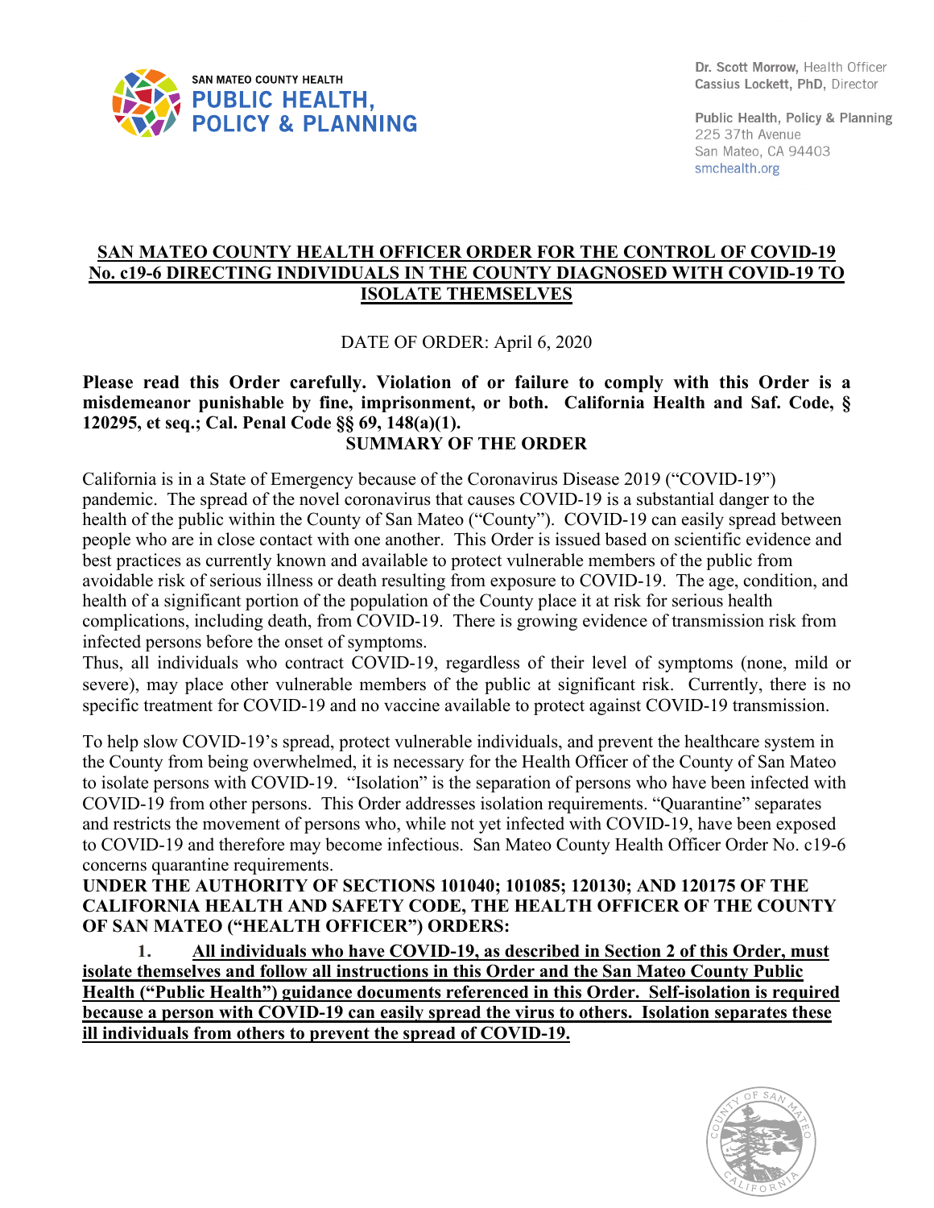SAN MATEO COUNTY HEALTH
**PUBLIC HEALTH, POLICY & PLANNING**

Dr. Scott Morrow, Health Officer
Cassius Lockett, PhD, Director

Public Health, Policy & Planning
225 37th Avenue
San Mateo, CA 94403
smchealth.org

# SAN MATEO COUNTY HEALTH OFFICER ORDER FOR THE CONTROL OF COVID-19 No. c19-6 DIRECTING INDIVIDUALS IN THE COUNTY DIAGNOSED WITH COVID-19 TO ISOLATE THEMSELVES

DATE OF ORDER: April 6, 2020

**Please read this Order carefully. Violation of or failure to comply with this Order is a misdemeanor punishable by fine, imprisonment, or both. California Health and Saf. Code, § 120295, et seq.; Cal. Penal Code §§ 69, 148(a)(1).**

## SUMMARY OF THE ORDER

California is in a State of Emergency because of the Coronavirus Disease 2019 ("COVID-19") pandemic. The spread of the novel coronavirus that causes COVID-19 is a substantial danger to the health of the public within the County of San Mateo ("County"). COVID-19 can easily spread between people who are in close contact with one another. This Order is issued based on scientific evidence and best practices as currently known and available to protect vulnerable members of the public from avoidable risk of serious illness or death resulting from exposure to COVID-19. The age, condition, and health of a significant portion of the population of the County place it at risk for serious health complications, including death, from COVID-19. There is growing evidence of transmission risk from infected persons before the onset of symptoms.
Thus, all individuals who contract COVID-19, regardless of their level of symptoms (none, mild or severe), may place other vulnerable members of the public at significant risk. Currently, there is no specific treatment for COVID-19 and no vaccine available to protect against COVID-19 transmission.

To help slow COVID-19's spread, protect vulnerable individuals, and prevent the healthcare system in the County from being overwhelmed, it is necessary for the Health Officer of the County of San Mateo to isolate persons with COVID-19. "Isolation" is the separation of persons who have been infected with COVID-19 from other persons. This Order addresses isolation requirements. "Quarantine" separates and restricts the movement of persons who, while not yet infected with COVID-19, have been exposed to COVID-19 and therefore may become infectious. San Mateo County Health Officer Order No. c19-6 concerns quarantine requirements.

**UNDER THE AUTHORITY OF SECTIONS 101040; 101085; 120130; AND 120175 OF THE CALIFORNIA HEALTH AND SAFETY CODE, THE HEALTH OFFICER OF THE COUNTY OF SAN MATEO ("HEALTH OFFICER") ORDERS:**

**1. All individuals who have COVID-19, as described in Section 2 of this Order, must isolate themselves and follow all instructions in this Order and the San Mateo County Public Health ("Public Health") guidance documents referenced in this Order. Self-isolation is required because a person with COVID-19 can easily spread the virus to others. Isolation separates these ill individuals from others to prevent the spread of COVID-19.**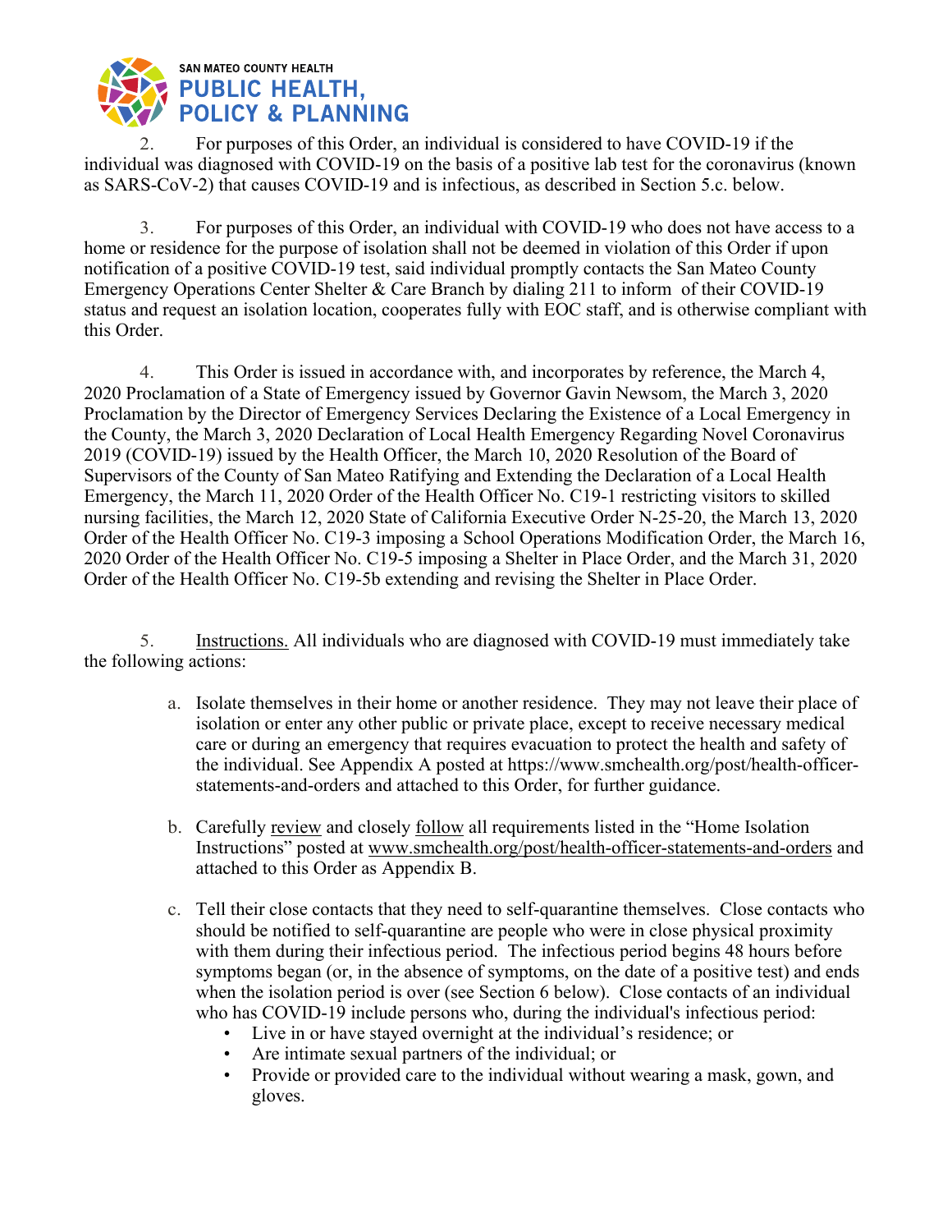2. For purposes of this Order, an individual is considered to have COVID-19 if the individual was diagnosed with COVID-19 on the basis of a positive lab test for the coronavirus (known as SARS-CoV-2) that causes COVID-19 and is infectious, as described in Section 5.c. below.

3. For purposes of this Order, an individual with COVID-19 who does not have access to a home or residence for the purpose of isolation shall not be deemed in violation of this Order if upon notification of a positive COVID-19 test, said individual promptly contacts the San Mateo County Emergency Operations Center Shelter & Care Branch by dialing 211 to inform of their COVID-19 status and request an isolation location, cooperates fully with EOC staff, and is otherwise compliant with this Order.

4. This Order is issued in accordance with, and incorporates by reference, the March 4, 2020 Proclamation of a State of Emergency issued by Governor Gavin Newsom, the March 3, 2020 Proclamation by the Director of Emergency Services Declaring the Existence of a Local Emergency in the County, the March 3, 2020 Declaration of Local Health Emergency Regarding Novel Coronavirus 2019 (COVID-19) issued by the Health Officer, the March 10, 2020 Resolution of the Board of Supervisors of the County of San Mateo Ratifying and Extending the Declaration of a Local Health Emergency, the March 11, 2020 Order of the Health Officer No. C19-1 restricting visitors to skilled nursing facilities, the March 12, 2020 State of California Executive Order N-25-20, the March 13, 2020 Order of the Health Officer No. C19-3 imposing a School Operations Modification Order, the March 16, 2020 Order of the Health Officer No. C19-5 imposing a Shelter in Place Order, and the March 31, 2020 Order of the Health Officer No. C19-5b extending and revising the Shelter in Place Order.

5. Instructions. All individuals who are diagnosed with COVID-19 must immediately take the following actions:

a. Isolate themselves in their home or another residence. They may not leave their place of isolation or enter any other public or private place, except to receive necessary medical care or during an emergency that requires evacuation to protect the health and safety of the individual. See Appendix A posted at https://www.smchealth.org/post/health-officer-statements-and-orders and attached to this Order, for further guidance.

b. Carefully review and closely follow all requirements listed in the "Home Isolation Instructions" posted at www.smchealth.org/post/health-officer-statements-and-orders and attached to this Order as Appendix B.

c. Tell their close contacts that they need to self-quarantine themselves. Close contacts who should be notified to self-quarantine are people who were in close physical proximity with them during their infectious period. The infectious period begins 48 hours before symptoms began (or, in the absence of symptoms, on the date of a positive test) and ends when the isolation period is over (see Section 6 below). Close contacts of an individual who has COVID-19 include persons who, during the individual's infectious period:
   - Live in or have stayed overnight at the individual's residence; or
   - Are intimate sexual partners of the individual; or
   - Provide or provided care to the individual without wearing a mask, gown, and gloves.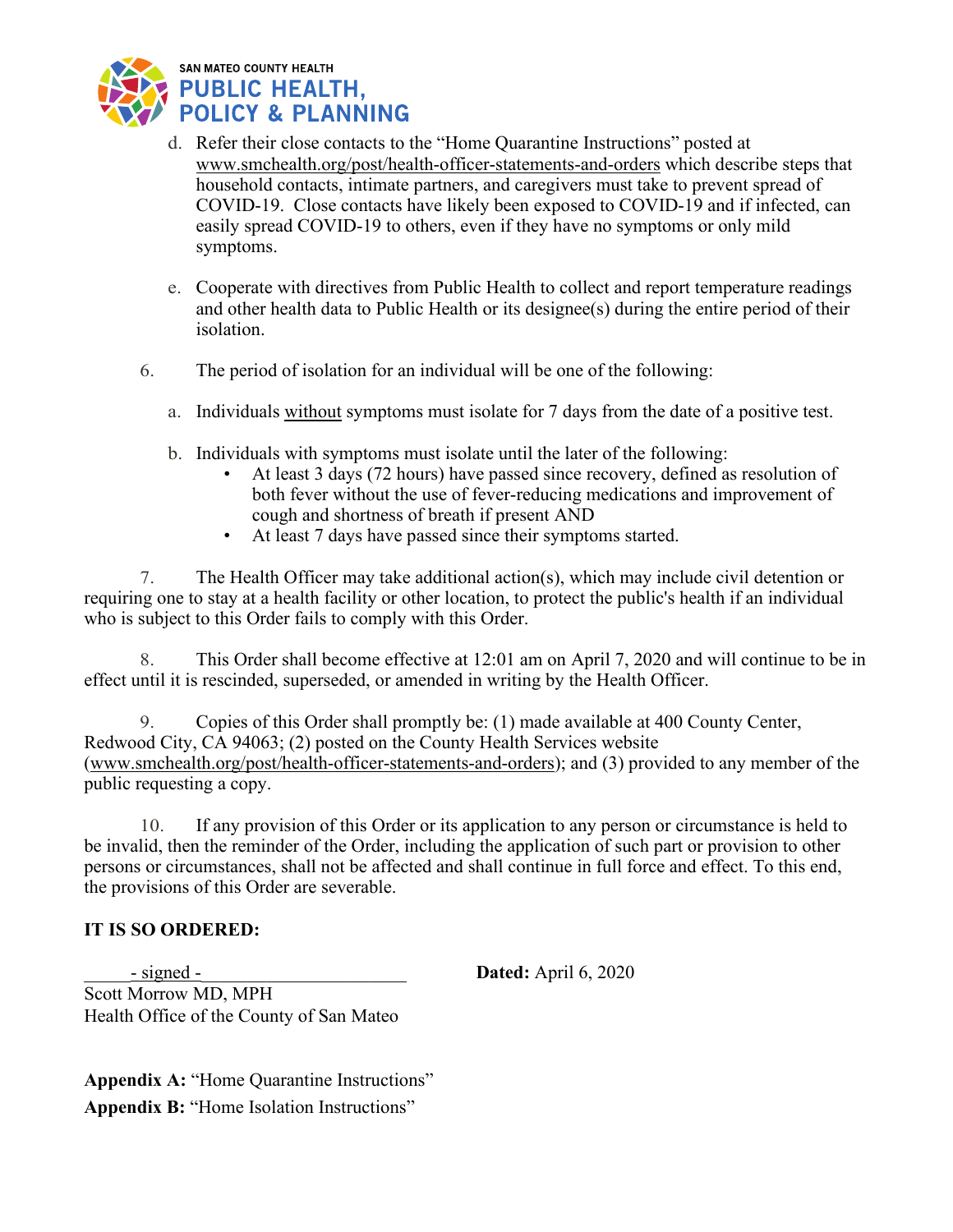d. Refer their close contacts to the "Home Quarantine Instructions" posted at www.smchealth.org/post/health-officer-statements-and-orders which describe steps that household contacts, intimate partners, and caregivers must take to prevent spread of COVID-19. Close contacts have likely been exposed to COVID-19 and if infected, can easily spread COVID-19 to others, even if they have no symptoms or only mild symptoms.

e. Cooperate with directives from Public Health to collect and report temperature readings and other health data to Public Health or its designee(s) during the entire period of their isolation.

6. The period of isolation for an individual will be one of the following:

a. Individuals without symptoms must isolate for 7 days from the date of a positive test.

b. Individuals with symptoms must isolate until the later of the following:
   - At least 3 days (72 hours) have passed since recovery, defined as resolution of both fever without the use of fever-reducing medications and improvement of cough and shortness of breath if present AND
   - At least 7 days have passed since their symptoms started.

7. The Health Officer may take additional action(s), which may include civil detention or requiring one to stay at a health facility or other location, to protect the public's health if an individual who is subject to this Order fails to comply with this Order.

8. This Order shall become effective at 12:01 am on April 7, 2020 and will continue to be in effect until it is rescinded, superseded, or amended in writing by the Health Officer.

9. Copies of this Order shall promptly be: (1) made available at 400 County Center, Redwood City, CA 94063; (2) posted on the County Health Services website (www.smchealth.org/post/health-officer-statements-and-orders); and (3) provided to any member of the public requesting a copy.

10. If any provision of this Order or its application to any person or circumstance is held to be invalid, then the reminder of the Order, including the application of such part or provision to other persons or circumstances, shall not be affected and shall continue in full force and effect. To this end, the provisions of this Order are severable.

**IT IS SO ORDERED:**

- signed -
Scott Morrow MD, MPH
Health Office of the County of San Mateo

**Dated:** April 6, 2020

**Appendix A:** "Home Quarantine Instructions"

**Appendix B:** "Home Isolation Instructions"